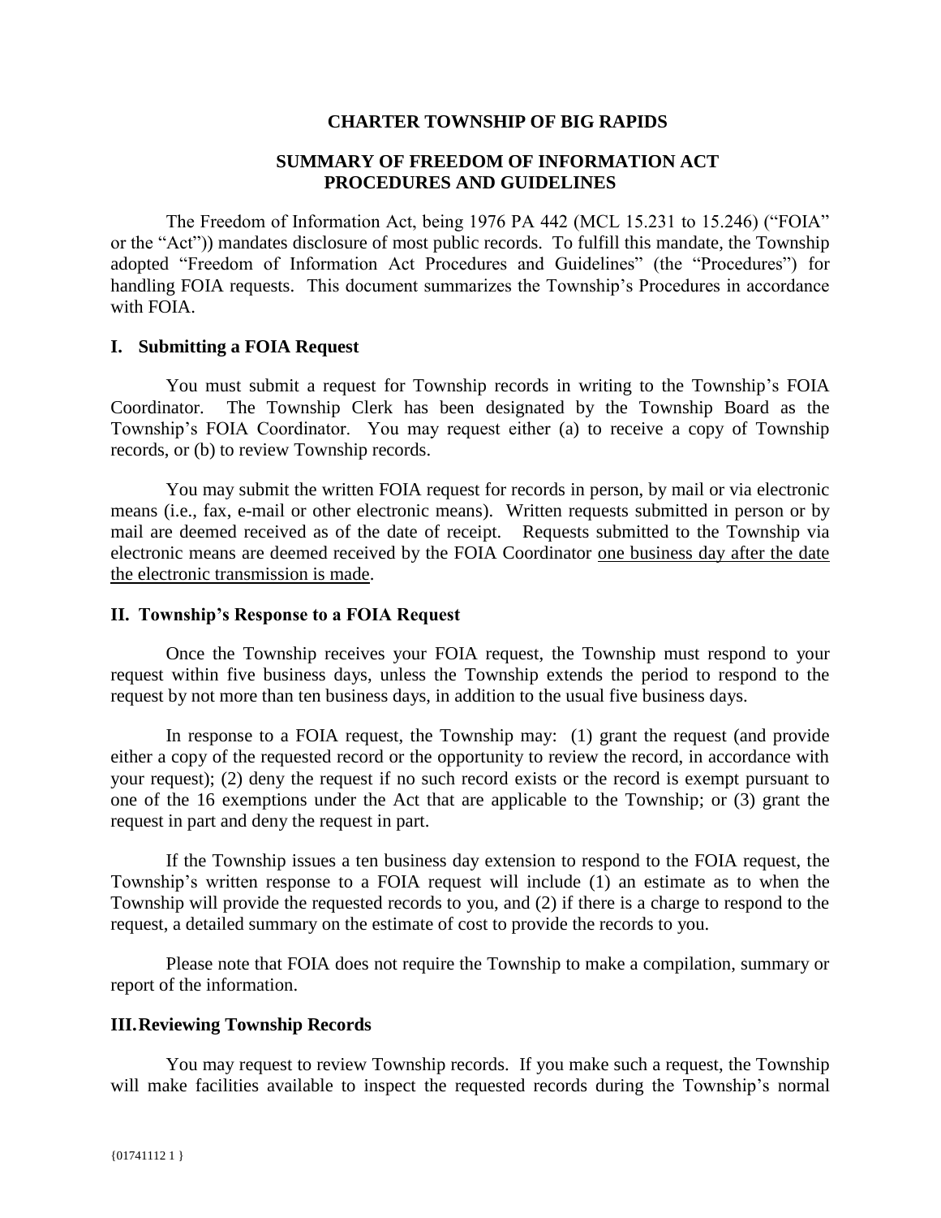# CHARTER TOWNSHIP OF BIG RAPIDS

## SUMMARY OF FREEDOM OF INFORMATION ACT PROCEDURES AND GUIDELINES

The Freedom of Information Act, being 1976 PA 442 (MCL 15.231 to 15.246) ("FOIA" or the "Act")) mandates disclosure of most public records. To fulfill this mandate, the Township adopted "Freedom of Information Act Procedures and Guidelines" (the "Procedures") for handling FOIA requests. This document summarizes the Township's Procedures in accordance with FOIA.

### I. Submitting a FOIA Request

You must submit a request for Township records in writing to the Township's FOIA Coordinator. The Township Clerk has been designated by the Township Board as the Township's FOIA Coordinator. You may request either (a) to receive a copy of Township records, or (b) to review Township records.

You may submit the written FOIA request for records in person, by mail or via electronic means (i.e., fax, e-mail or other electronic means). Written requests submitted in person or by mail are deemed received as of the date of receipt. Requests submitted to the Township via electronic means are deemed received by the FOIA Coordinator <u>one business day after the date the electronic transmission is made</u>.

### II. Township's Response to a FOIA Request

Once the Township receives your FOIA request, the Township must respond to your request within five business days, unless the Township extends the period to respond to the request by not more than ten business days, in addition to the usual five business days.

In response to a FOIA request, the Township may: (1) grant the request (and provide either a copy of the requested record or the opportunity to review the record, in accordance with your request); (2) deny the request if no such record exists or the record is exempt pursuant to one of the 16 exemptions under the Act that are applicable to the Township; or (3) grant the request in part and deny the request in part.

If the Township issues a ten business day extension to respond to the FOIA request, the Township's written response to a FOIA request will include (1) an estimate as to when the Township will provide the requested records to you, and (2) if there is a charge to respond to the request, a detailed summary on the estimate of cost to provide the records to you.

Please note that FOIA does not require the Township to make a compilation, summary or report of the information.

### III. Reviewing Township Records

You may request to review Township records. If you make such a request, the Township will make facilities available to inspect the requested records during the Township's normal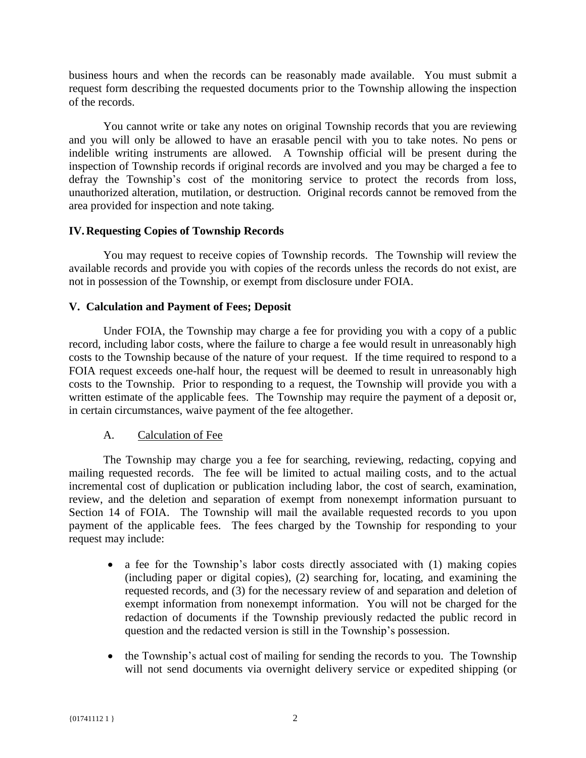business hours and when the records can be reasonably made available. You must submit a request form describing the requested documents prior to the Township allowing the inspection of the records.

You cannot write or take any notes on original Township records that you are reviewing and you will only be allowed to have an erasable pencil with you to take notes. No pens or indelible writing instruments are allowed. A Township official will be present during the inspection of Township records if original records are involved and you may be charged a fee to defray the Township's cost of the monitoring service to protect the records from loss, unauthorized alteration, mutilation, or destruction. Original records cannot be removed from the area provided for inspection and note taking.

## IV. Requesting Copies of Township Records

You may request to receive copies of Township records. The Township will review the available records and provide you with copies of the records unless the records do not exist, are not in possession of the Township, or exempt from disclosure under FOIA.

## V. Calculation and Payment of Fees; Deposit

Under FOIA, the Township may charge a fee for providing you with a copy of a public record, including labor costs, where the failure to charge a fee would result in unreasonably high costs to the Township because of the nature of your request. If the time required to respond to a FOIA request exceeds one-half hour, the request will be deemed to result in unreasonably high costs to the Township. Prior to responding to a request, the Township will provide you with a written estimate of the applicable fees. The Township may require the payment of a deposit or, in certain circumstances, waive payment of the fee altogether.

### A. Calculation of Fee

The Township may charge you a fee for searching, reviewing, redacting, copying and mailing requested records. The fee will be limited to actual mailing costs, and to the actual incremental cost of duplication or publication including labor, the cost of search, examination, review, and the deletion and separation of exempt from nonexempt information pursuant to Section 14 of FOIA. The Township will mail the available requested records to you upon payment of the applicable fees. The fees charged by the Township for responding to your request may include:

- a fee for the Township's labor costs directly associated with (1) making copies (including paper or digital copies), (2) searching for, locating, and examining the requested records, and (3) for the necessary review of and separation and deletion of exempt information from nonexempt information. You will not be charged for the redaction of documents if the Township previously redacted the public record in question and the redacted version is still in the Township's possession.
- the Township's actual cost of mailing for sending the records to you. The Township will not send documents via overnight delivery service or expedited shipping (or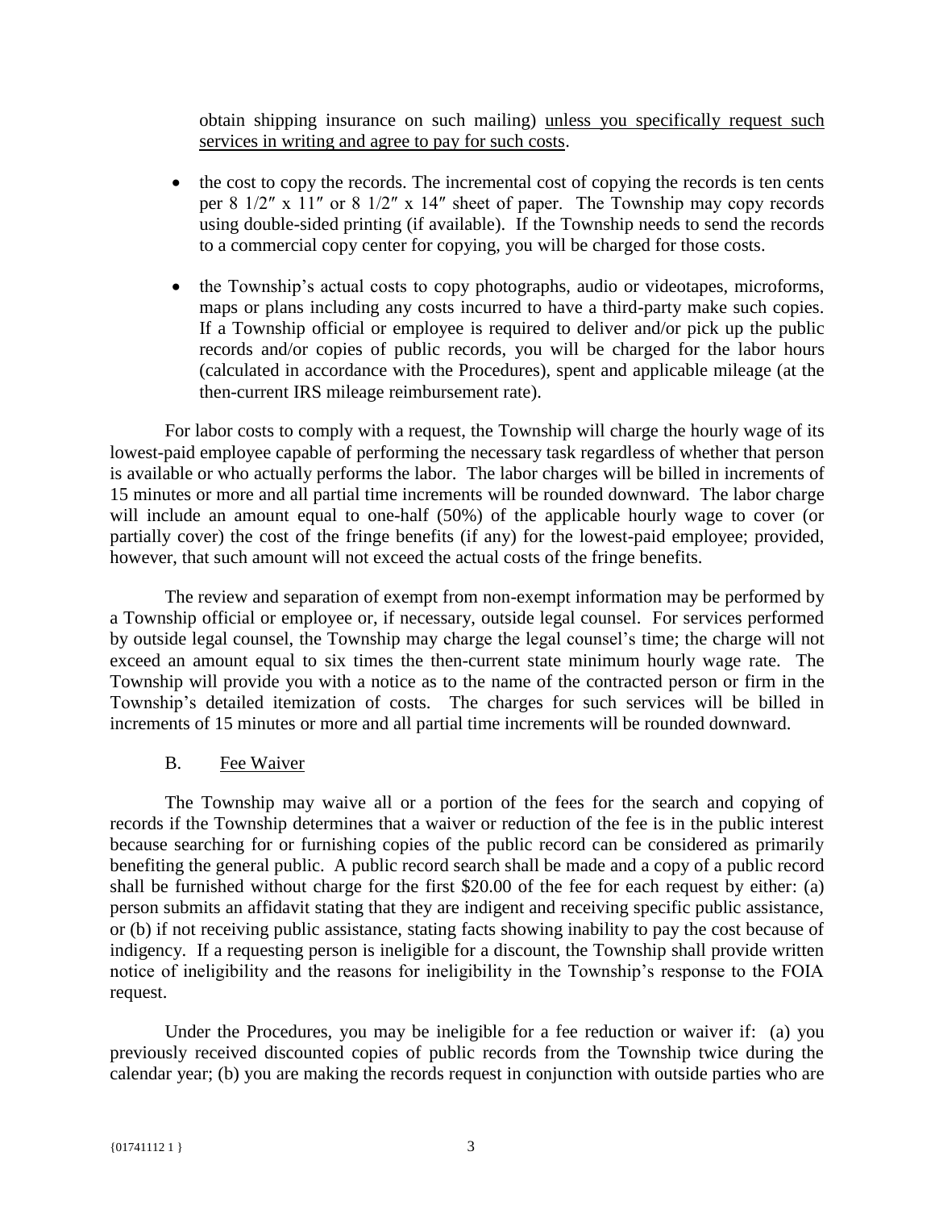obtain shipping insurance on such mailing) <u>unless you specifically request such services in writing and agree to pay for such costs</u>.

- the cost to copy the records. The incremental cost of copying the records is ten cents per 8 1/2″ x 11″ or 8 1/2″ x 14″ sheet of paper. The Township may copy records using double-sided printing (if available). If the Township needs to send the records to a commercial copy center for copying, you will be charged for those costs.
- the Township's actual costs to copy photographs, audio or videotapes, microforms, maps or plans including any costs incurred to have a third-party make such copies. If a Township official or employee is required to deliver and/or pick up the public records and/or copies of public records, you will be charged for the labor hours (calculated in accordance with the Procedures), spent and applicable mileage (at the then-current IRS mileage reimbursement rate).

For labor costs to comply with a request, the Township will charge the hourly wage of its lowest-paid employee capable of performing the necessary task regardless of whether that person is available or who actually performs the labor. The labor charges will be billed in increments of 15 minutes or more and all partial time increments will be rounded downward. The labor charge will include an amount equal to one-half (50%) of the applicable hourly wage to cover (or partially cover) the cost of the fringe benefits (if any) for the lowest-paid employee; provided, however, that such amount will not exceed the actual costs of the fringe benefits.

The review and separation of exempt from non-exempt information may be performed by a Township official or employee or, if necessary, outside legal counsel. For services performed by outside legal counsel, the Township may charge the legal counsel's time; the charge will not exceed an amount equal to six times the then-current state minimum hourly wage rate. The Township will provide you with a notice as to the name of the contracted person or firm in the Township's detailed itemization of costs. The charges for such services will be billed in increments of 15 minutes or more and all partial time increments will be rounded downward.

B. <u>Fee Waiver</u>

The Township may waive all or a portion of the fees for the search and copying of records if the Township determines that a waiver or reduction of the fee is in the public interest because searching for or furnishing copies of the public record can be considered as primarily benefiting the general public. A public record search shall be made and a copy of a public record shall be furnished without charge for the first $20.00 of the fee for each request by either: (a) person submits an affidavit stating that they are indigent and receiving specific public assistance, or (b) if not receiving public assistance, stating facts showing inability to pay the cost because of indigency. If a requesting person is ineligible for a discount, the Township shall provide written notice of ineligibility and the reasons for ineligibility in the Township's response to the FOIA request.

Under the Procedures, you may be ineligible for a fee reduction or waiver if: (a) you previously received discounted copies of public records from the Township twice during the calendar year; (b) you are making the records request in conjunction with outside parties who are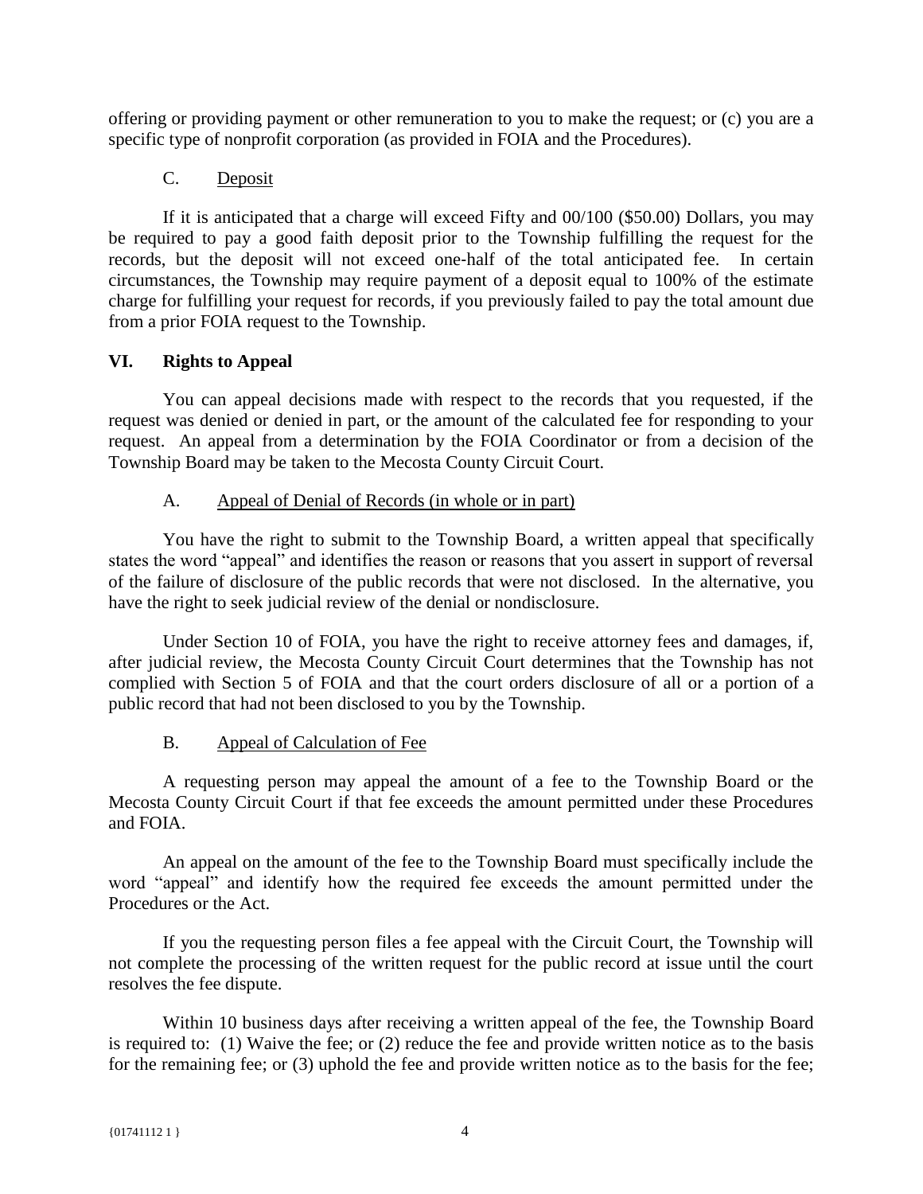offering or providing payment or other remuneration to you to make the request; or (c) you are a specific type of nonprofit corporation (as provided in FOIA and the Procedures).

### C. Deposit

If it is anticipated that a charge will exceed Fifty and 00/100 ($50.00) Dollars, you may be required to pay a good faith deposit prior to the Township fulfilling the request for the records, but the deposit will not exceed one-half of the total anticipated fee. In certain circumstances, the Township may require payment of a deposit equal to 100% of the estimate charge for fulfilling your request for records, if you previously failed to pay the total amount due from a prior FOIA request to the Township.

## VI. Rights to Appeal

You can appeal decisions made with respect to the records that you requested, if the request was denied or denied in part, or the amount of the calculated fee for responding to your request. An appeal from a determination by the FOIA Coordinator or from a decision of the Township Board may be taken to the Mecosta County Circuit Court.

### A. Appeal of Denial of Records (in whole or in part)

You have the right to submit to the Township Board, a written appeal that specifically states the word "appeal" and identifies the reason or reasons that you assert in support of reversal of the failure of disclosure of the public records that were not disclosed. In the alternative, you have the right to seek judicial review of the denial or nondisclosure.

Under Section 10 of FOIA, you have the right to receive attorney fees and damages, if, after judicial review, the Mecosta County Circuit Court determines that the Township has not complied with Section 5 of FOIA and that the court orders disclosure of all or a portion of a public record that had not been disclosed to you by the Township.

### B. Appeal of Calculation of Fee

A requesting person may appeal the amount of a fee to the Township Board or the Mecosta County Circuit Court if that fee exceeds the amount permitted under these Procedures and FOIA.

An appeal on the amount of the fee to the Township Board must specifically include the word "appeal" and identify how the required fee exceeds the amount permitted under the Procedures or the Act.

If you the requesting person files a fee appeal with the Circuit Court, the Township will not complete the processing of the written request for the public record at issue until the court resolves the fee dispute.

Within 10 business days after receiving a written appeal of the fee, the Township Board is required to: (1) Waive the fee; or (2) reduce the fee and provide written notice as to the basis for the remaining fee; or (3) uphold the fee and provide written notice as to the basis for the fee;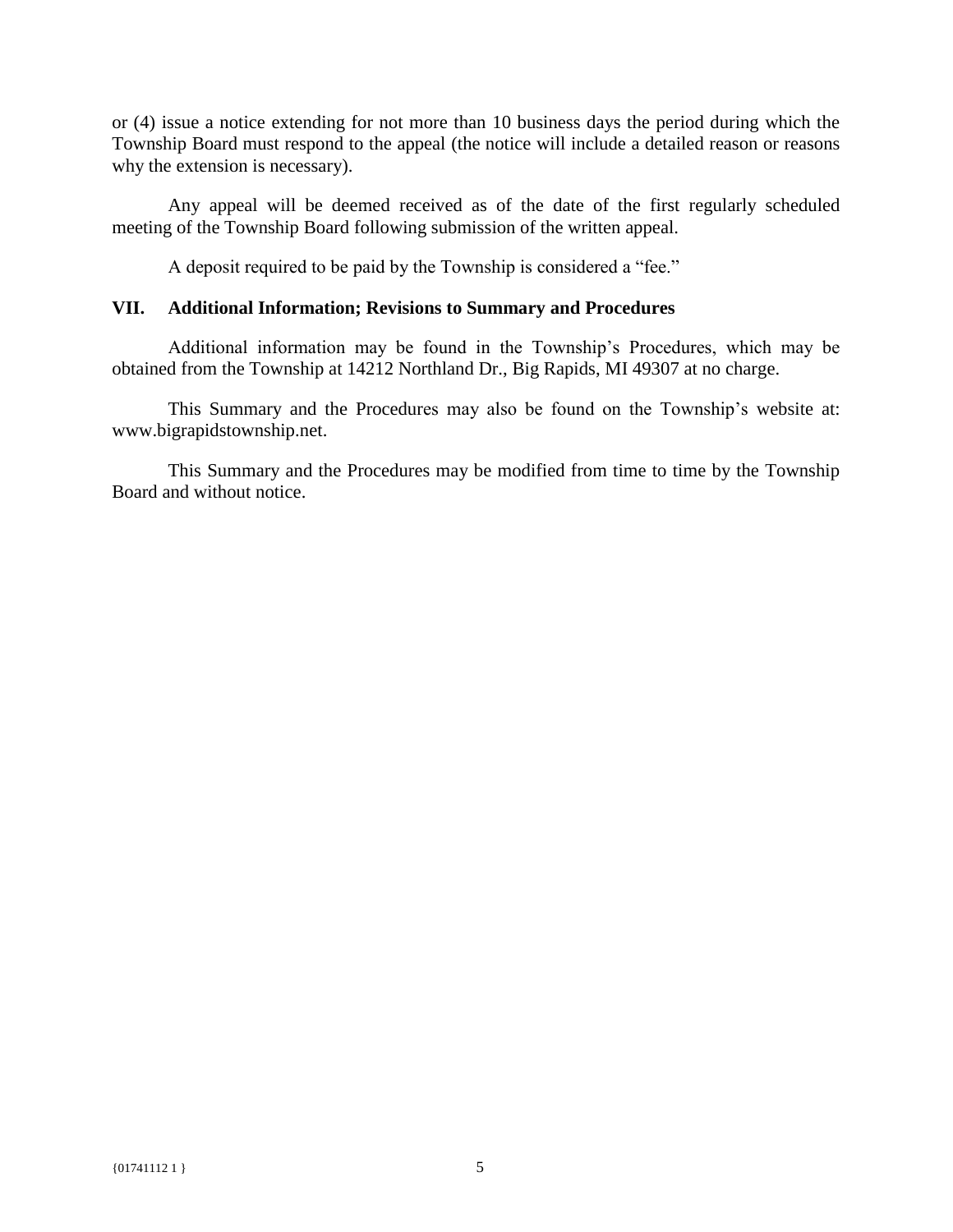or (4) issue a notice extending for not more than 10 business days the period during which the Township Board must respond to the appeal (the notice will include a detailed reason or reasons why the extension is necessary).

Any appeal will be deemed received as of the date of the first regularly scheduled meeting of the Township Board following submission of the written appeal.

A deposit required to be paid by the Township is considered a "fee."

## VII. Additional Information; Revisions to Summary and Procedures

Additional information may be found in the Township's Procedures, which may be obtained from the Township at 14212 Northland Dr., Big Rapids, MI 49307 at no charge.

This Summary and the Procedures may also be found on the Township's website at: www.bigrapidstownship.net.

This Summary and the Procedures may be modified from time to time by the Township Board and without notice.